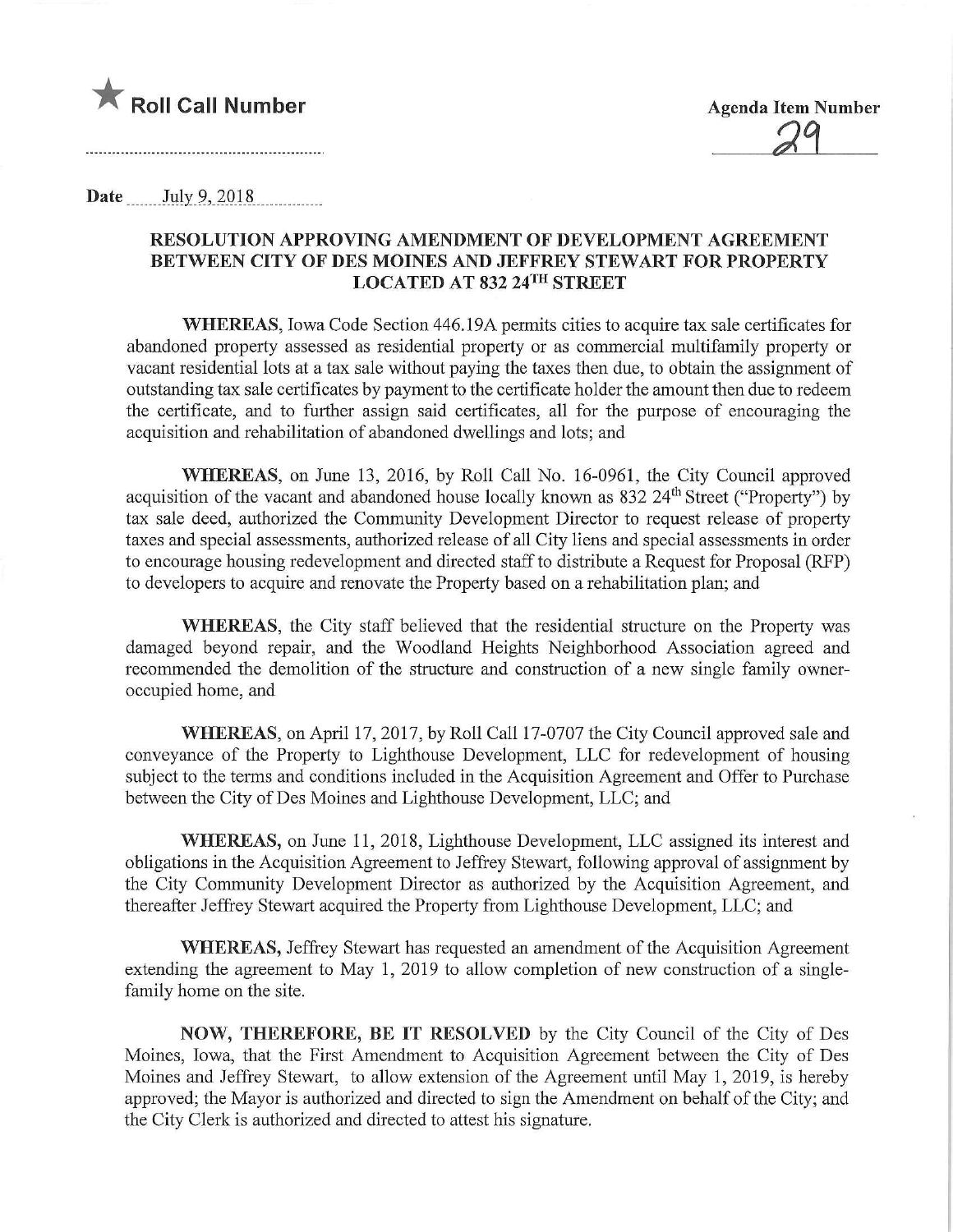★ **Roll Call Number**

.......................................................

**Agenda Item Number**

29

**Date** July 9, 2018

## RESOLUTION APPROVING AMENDMENT OF DEVELOPMENT AGREEMENT BETWEEN CITY OF DES MOINES AND JEFFREY STEWART FOR PROPERTY LOCATED AT 832 24TH STREET

**WHEREAS**, Iowa Code Section 446.19A permits cities to acquire tax sale certificates for abandoned property assessed as residential property or as commercial multifamily property or vacant residential lots at a tax sale without paying the taxes then due, to obtain the assignment of outstanding tax sale certificates by payment to the certificate holder the amount then due to redeem the certificate, and to further assign said certificates, all for the purpose of encouraging the acquisition and rehabilitation of abandoned dwellings and lots; and

**WHEREAS**, on June 13, 2016, by Roll Call No. 16-0961, the City Council approved acquisition of the vacant and abandoned house locally known as 832 24th Street ("Property") by tax sale deed, authorized the Community Development Director to request release of property taxes and special assessments, authorized release of all City liens and special assessments in order to encourage housing redevelopment and directed staff to distribute a Request for Proposal (RFP) to developers to acquire and renovate the Property based on a rehabilitation plan; and

**WHEREAS**, the City staff believed that the residential structure on the Property was damaged beyond repair, and the Woodland Heights Neighborhood Association agreed and recommended the demolition of the structure and construction of a new single family owner-occupied home, and

**WHEREAS**, on April 17, 2017, by Roll Call 17-0707 the City Council approved sale and conveyance of the Property to Lighthouse Development, LLC for redevelopment of housing subject to the terms and conditions included in the Acquisition Agreement and Offer to Purchase between the City of Des Moines and Lighthouse Development, LLC; and

**WHEREAS,** on June 11, 2018, Lighthouse Development, LLC assigned its interest and obligations in the Acquisition Agreement to Jeffrey Stewart, following approval of assignment by the City Community Development Director as authorized by the Acquisition Agreement, and thereafter Jeffrey Stewart acquired the Property from Lighthouse Development, LLC; and

**WHEREAS,** Jeffrey Stewart has requested an amendment of the Acquisition Agreement extending the agreement to May 1, 2019 to allow completion of new construction of a single-family home on the site.

**NOW, THEREFORE, BE IT RESOLVED** by the City Council of the City of Des Moines, Iowa, that the First Amendment to Acquisition Agreement between the City of Des Moines and Jeffrey Stewart, to allow extension of the Agreement until May 1, 2019, is hereby approved; the Mayor is authorized and directed to sign the Amendment on behalf of the City; and the City Clerk is authorized and directed to attest his signature.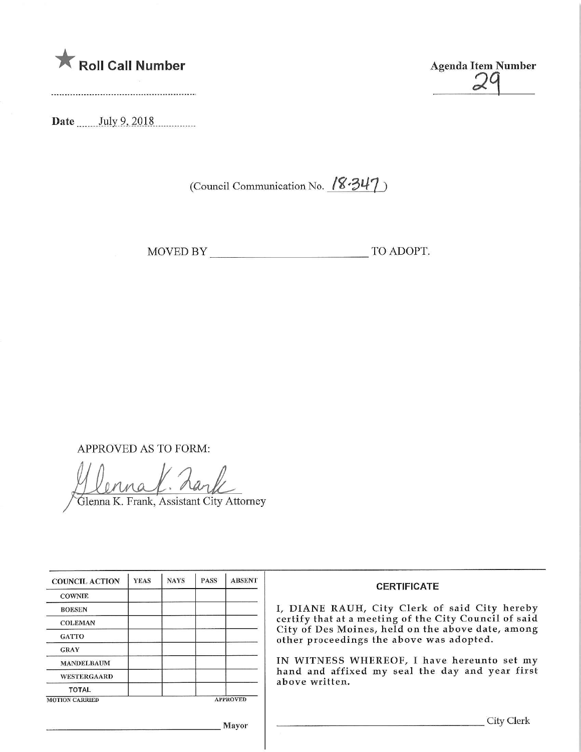★ **Roll Call Number**

**Agenda Item Number**
29

**Date** July 9, 2018

(Council Communication No. 18-347)

MOVED BY ______________________ TO ADOPT.

APPROVED AS TO FORM:

Glenna K. Frank, Assistant City Attorney

| COUNCIL ACTION | YEAS | NAYS | PASS | ABSENT |
|---|---|---|---|---|
| COWNIE | | | | |
| BOESEN | | | | |
| COLEMAN | | | | |
| GATTO | | | | |
| GRAY | | | | |
| MANDELBAUM | | | | |
| WESTERGAARD | | | | |
| TOTAL | | | | |

MOTION CARRIED APPROVED

______________________ Mayor

**CERTIFICATE**

I, DIANE RAUH, City Clerk of said City hereby certify that at a meeting of the City Council of said City of Des Moines, held on the above date, among other proceedings the above was adopted.

IN WITNESS WHEREOF, I have hereunto set my hand and affixed my seal the day and year first above written.

______________________ City Clerk